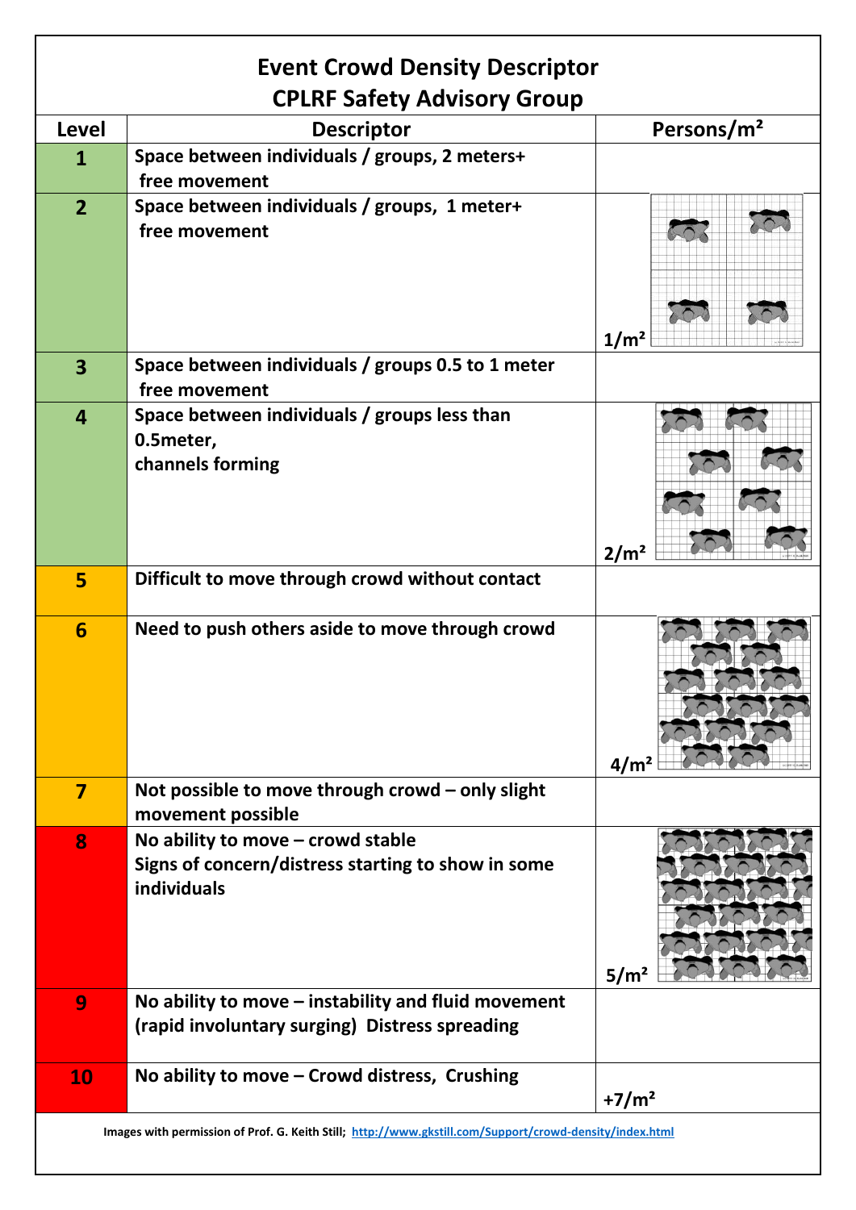# Event Crowd Density Descriptor
## CPLRF Safety Advisory Group

| Level | Descriptor | Persons/m² |
|---|---|---|
| 1 | Space between individuals / groups, 2 meters+ free movement | |
| 2 | Space between individuals / groups, 1 meter+ free movement | 1/m² |
| 3 | Space between individuals / groups 0.5 to 1 meter free movement | |
| 4 | Space between individuals / groups less than 0.5meter, channels forming | 2/m² |
| 5 | Difficult to move through crowd without contact | |
| 6 | Need to push others aside to move through crowd | 4/m² |
| 7 | Not possible to move through crowd – only slight movement possible | |
| 8 | No ability to move – crowd stable<br>Signs of concern/distress starting to show in some individuals | 5/m² |
| 9 | No ability to move – instability and fluid movement (rapid involuntary surging) Distress spreading | |
| 10 | No ability to move – Crowd distress, Crushing | +7/m² |

Images with permission of Prof. G. Keith Still; http://www.gkstill.com/Support/crowd-density/index.html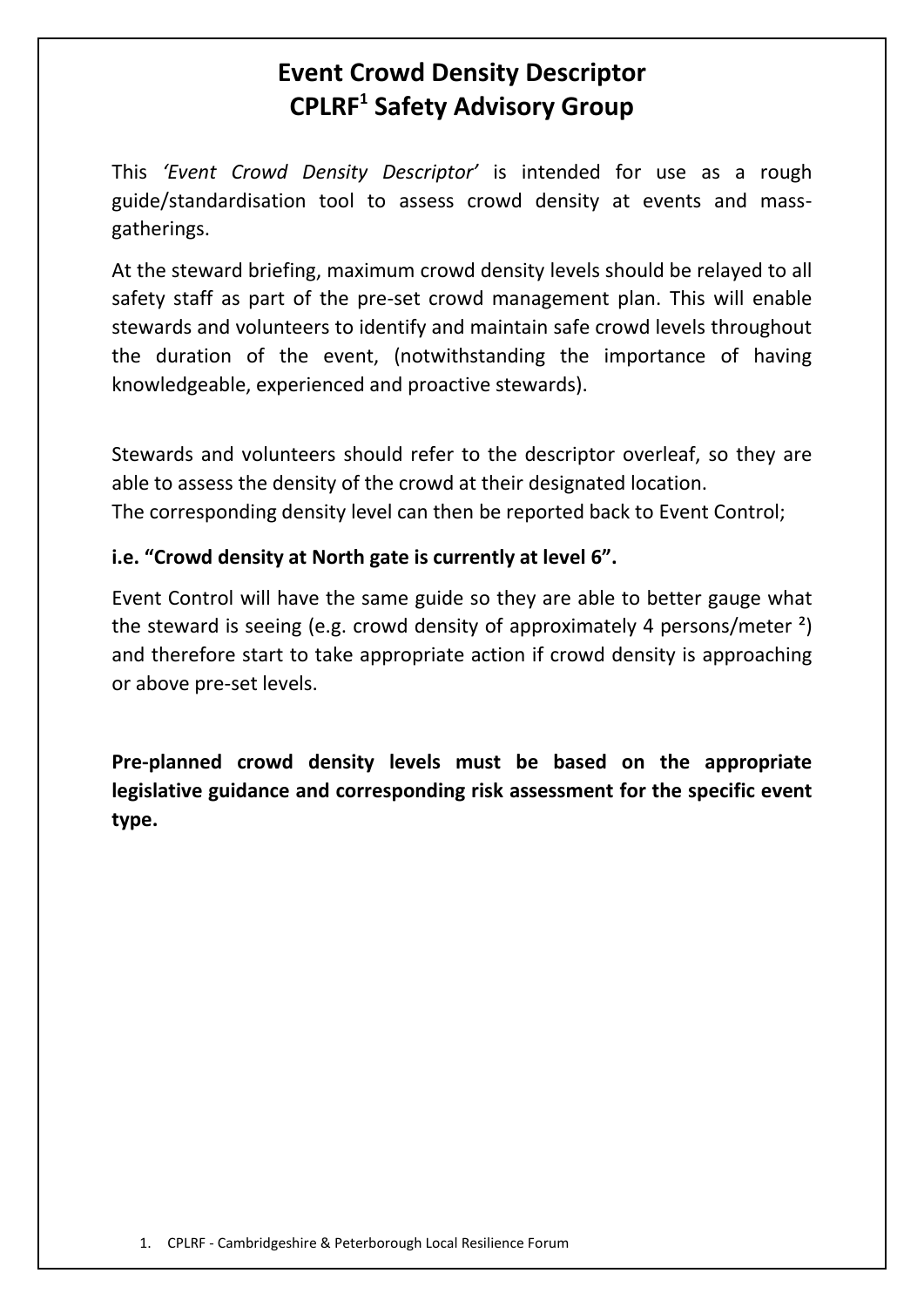# Event Crowd Density Descriptor
# CPLRF[1] Safety Advisory Group

This *'Event Crowd Density Descriptor'* is intended for use as a rough guide/standardisation tool to assess crowd density at events and mass-gatherings.

At the steward briefing, maximum crowd density levels should be relayed to all safety staff as part of the pre-set crowd management plan. This will enable stewards and volunteers to identify and maintain safe crowd levels throughout the duration of the event, (notwithstanding the importance of having knowledgeable, experienced and proactive stewards).

Stewards and volunteers should refer to the descriptor overleaf, so they are able to assess the density of the crowd at their designated location.
The corresponding density level can then be reported back to Event Control;

**i.e. "Crowd density at North gate is currently at level 6".**

Event Control will have the same guide so they are able to better gauge what the steward is seeing (e.g. crowd density of approximately 4 persons/meter $^2$) and therefore start to take appropriate action if crowd density is approaching or above pre-set levels.

**Pre-planned crowd density levels must be based on the appropriate legislative guidance and corresponding risk assessment for the specific event type.**

1. CPLRF - Cambridgeshire & Peterborough Local Resilience Forum